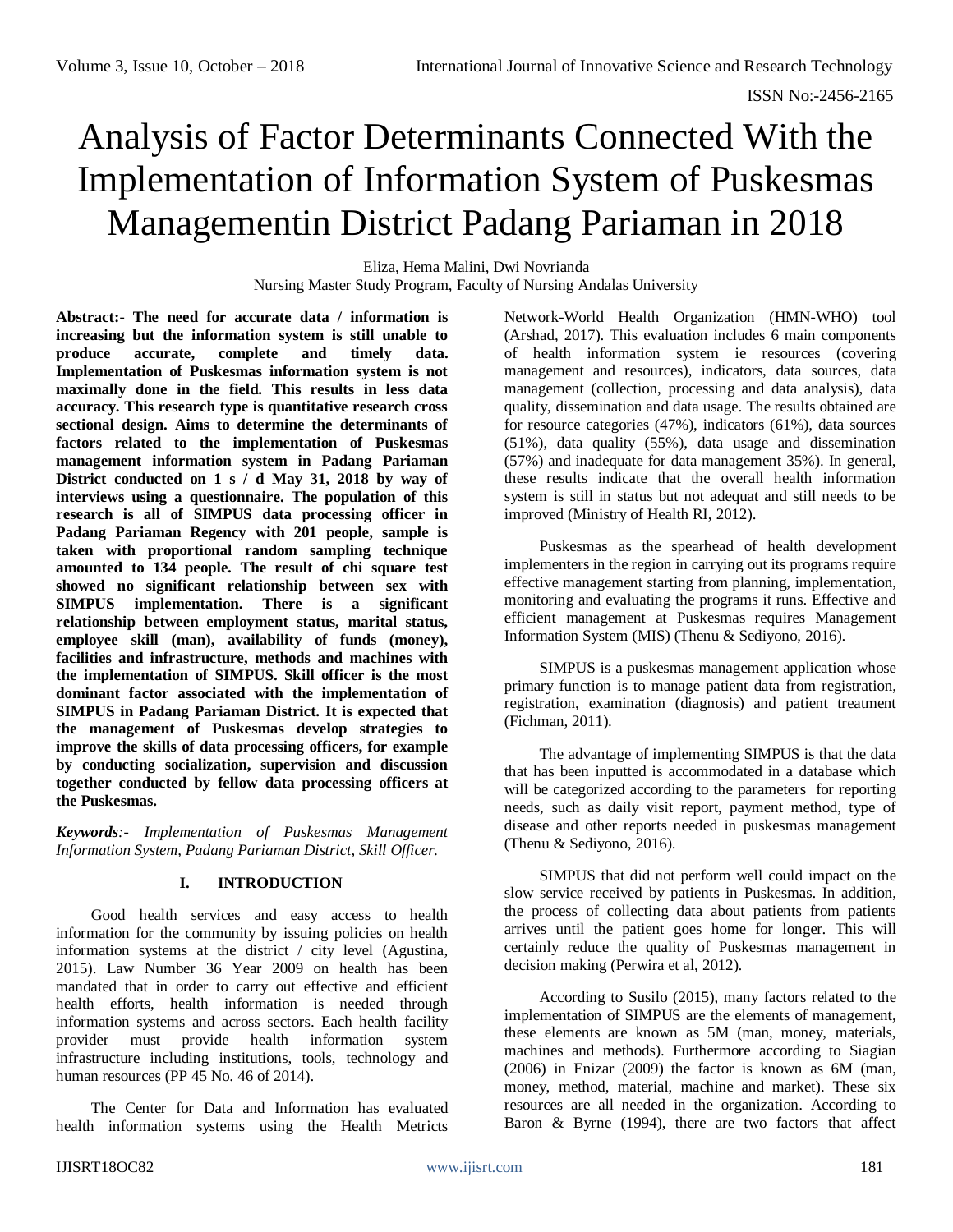# Analysis of Factor Determinants Connected With the Implementation of Information System of Puskesmas Managementin District Padang Pariaman in 2018

Eliza, Hema Malini, Dwi Novrianda

Nursing Master Study Program, Faculty of Nursing Andalas University

**Abstract:- The need for accurate data / information is increasing but the information system is still unable to produce accurate, complete and timely data. Implementation of Puskesmas information system is not maximally done in the field. This results in less data accuracy. This research type is quantitative research cross sectional design. Aims to determine the determinants of factors related to the implementation of Puskesmas management information system in Padang Pariaman District conducted on 1 s / d May 31, 2018 by way of interviews using a questionnaire. The population of this research is all of SIMPUS data processing officer in Padang Pariaman Regency with 201 people, sample is taken with proportional random sampling technique amounted to 134 people. The result of chi square test showed no significant relationship between sex with SIMPUS implementation. There is a significant relationship between employment status, marital status, employee skill (man), availability of funds (money), facilities and infrastructure, methods and machines with the implementation of SIMPUS. Skill officer is the most dominant factor associated with the implementation of SIMPUS in Padang Pariaman District. It is expected that the management of Puskesmas develop strategies to improve the skills of data processing officers, for example by conducting socialization, supervision and discussion together conducted by fellow data processing officers at the Puskesmas.**

***Keywords**:- Implementation of Puskesmas Management Information System, Padang Pariaman District, Skill Officer.*

## I. INTRODUCTION

Good health services and easy access to health information for the community by issuing policies on health information systems at the district / city level (Agustina, 2015). Law Number 36 Year 2009 on health has been mandated that in order to carry out effective and efficient health efforts, health information is needed through information systems and across sectors. Each health facility provider must provide health information system infrastructure including institutions, tools, technology and human resources (PP 45 No. 46 of 2014).

The Center for Data and Information has evaluated health information systems using the Health Metricts Network-World Health Organization (HMN-WHO) tool (Arshad, 2017). This evaluation includes 6 main components of health information system ie resources (covering management and resources), indicators, data sources, data management (collection, processing and data analysis), data quality, dissemination and data usage. The results obtained are for resource categories (47%), indicators (61%), data sources (51%), data quality (55%), data usage and dissemination (57%) and inadequate for data management 35%). In general, these results indicate that the overall health information system is still in status but not adequat and still needs to be improved (Ministry of Health RI, 2012).

Puskesmas as the spearhead of health development implementers in the region in carrying out its programs require effective management starting from planning, implementation, monitoring and evaluating the programs it runs. Effective and efficient management at Puskesmas requires Management Information System (MIS) (Thenu & Sediyono, 2016).

SIMPUS is a puskesmas management application whose primary function is to manage patient data from registration, registration, examination (diagnosis) and patient treatment (Fichman, 2011).

The advantage of implementing SIMPUS is that the data that has been inputted is accommodated in a database which will be categorized according to the parameters for reporting needs, such as daily visit report, payment method, type of disease and other reports needed in puskesmas management (Thenu & Sediyono, 2016).

SIMPUS that did not perform well could impact on the slow service received by patients in Puskesmas. In addition, the process of collecting data about patients from patients arrives until the patient goes home for longer. This will certainly reduce the quality of Puskesmas management in decision making (Perwira et al, 2012).

According to Susilo (2015), many factors related to the implementation of SIMPUS are the elements of management, these elements are known as 5M (man, money, materials, machines and methods). Furthermore according to Siagian (2006) in Enizar (2009) the factor is known as 6M (man, money, method, material, machine and market). These six resources are all needed in the organization. According to Baron & Byrne (1994), there are two factors that affect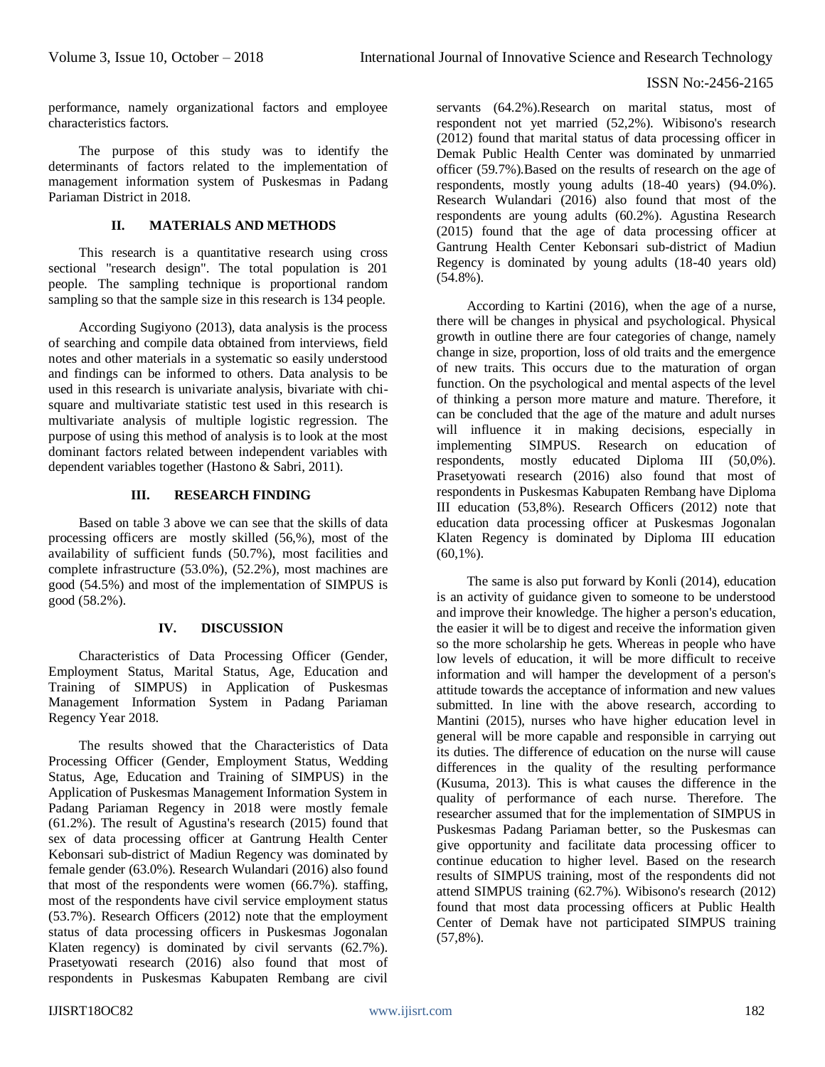performance, namely organizational factors and employee characteristics factors.

The purpose of this study was to identify the determinants of factors related to the implementation of management information system of Puskesmas in Padang Pariaman District in 2018.

## II. MATERIALS AND METHODS

This research is a quantitative research using cross sectional "research design". The total population is 201 people. The sampling technique is proportional random sampling so that the sample size in this research is 134 people.

According Sugiyono (2013), data analysis is the process of searching and compile data obtained from interviews, field notes and other materials in a systematic so easily understood and findings can be informed to others. Data analysis to be used in this research is univariate analysis, bivariate with chi-square and multivariate statistic test used in this research is multivariate analysis of multiple logistic regression. The purpose of using this method of analysis is to look at the most dominant factors related between independent variables with dependent variables together (Hastono & Sabri, 2011).

## III. RESEARCH FINDING

Based on table 3 above we can see that the skills of data processing officers are mostly skilled (56,%), most of the availability of sufficient funds (50.7%), most facilities and complete infrastructure (53.0%), (52.2%), most machines are good (54.5%) and most of the implementation of SIMPUS is good (58.2%).

## IV. DISCUSSION

Characteristics of Data Processing Officer (Gender, Employment Status, Marital Status, Age, Education and Training of SIMPUS) in Application of Puskesmas Management Information System in Padang Pariaman Regency Year 2018.

The results showed that the Characteristics of Data Processing Officer (Gender, Employment Status, Wedding Status, Age, Education and Training of SIMPUS) in the Application of Puskesmas Management Information System in Padang Pariaman Regency in 2018 were mostly female (61.2%). The result of Agustina's research (2015) found that sex of data processing officer at Gantrung Health Center Kebonsari sub-district of Madiun Regency was dominated by female gender (63.0%). Research Wulandari (2016) also found that most of the respondents were women (66.7%). staffing, most of the respondents have civil service employment status (53.7%). Research Officers (2012) note that the employment status of data processing officers in Puskesmas Jogonalan Klaten regency) is dominated by civil servants (62.7%). Prasetyowati research (2016) also found that most of respondents in Puskesmas Kabupaten Rembang are civil servants (64.2%).Research on marital status, most of respondent not yet married (52,2%). Wibisono's research (2012) found that marital status of data processing officer in Demak Public Health Center was dominated by unmarried officer (59.7%).Based on the results of research on the age of respondents, mostly young adults (18-40 years) (94.0%). Research Wulandari (2016) also found that most of the respondents are young adults (60.2%). Agustina Research (2015) found that the age of data processing officer at Gantrung Health Center Kebonsari sub-district of Madiun Regency is dominated by young adults (18-40 years old) (54.8%).

According to Kartini (2016), when the age of a nurse, there will be changes in physical and psychological. Physical growth in outline there are four categories of change, namely change in size, proportion, loss of old traits and the emergence of new traits. This occurs due to the maturation of organ function. On the psychological and mental aspects of the level of thinking a person more mature and mature. Therefore, it can be concluded that the age of the mature and adult nurses will influence it in making decisions, especially in implementing SIMPUS. Research on education of respondents, mostly educated Diploma III (50,0%). Prasetyowati research (2016) also found that most of respondents in Puskesmas Kabupaten Rembang have Diploma III education (53,8%). Research Officers (2012) note that education data processing officer at Puskesmas Jogonalan Klaten Regency is dominated by Diploma III education (60,1%).

The same is also put forward by Konli (2014), education is an activity of guidance given to someone to be understood and improve their knowledge. The higher a person's education, the easier it will be to digest and receive the information given so the more scholarship he gets. Whereas in people who have low levels of education, it will be more difficult to receive information and will hamper the development of a person's attitude towards the acceptance of information and new values submitted. In line with the above research, according to Mantini (2015), nurses who have higher education level in general will be more capable and responsible in carrying out its duties. The difference of education on the nurse will cause differences in the quality of the resulting performance (Kusuma, 2013). This is what causes the difference in the quality of performance of each nurse. Therefore. The researcher assumed that for the implementation of SIMPUS in Puskesmas Padang Pariaman better, so the Puskesmas can give opportunity and facilitate data processing officer to continue education to higher level. Based on the research results of SIMPUS training, most of the respondents did not attend SIMPUS training (62.7%). Wibisono's research (2012) found that most data processing officers at Public Health Center of Demak have not participated SIMPUS training (57,8%).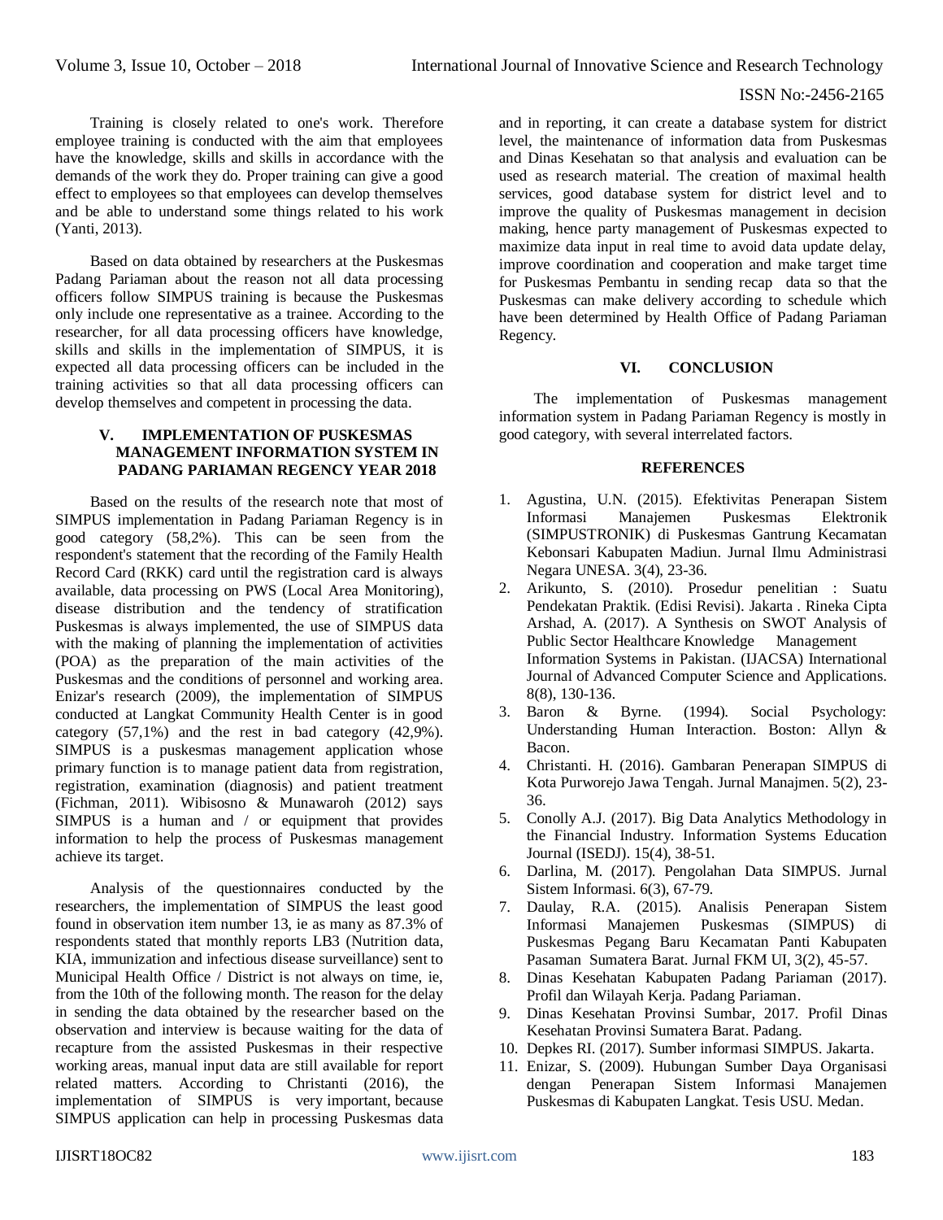Training is closely related to one's work. Therefore employee training is conducted with the aim that employees have the knowledge, skills and skills in accordance with the demands of the work they do. Proper training can give a good effect to employees so that employees can develop themselves and be able to understand some things related to his work (Yanti, 2013).

Based on data obtained by researchers at the Puskesmas Padang Pariaman about the reason not all data processing officers follow SIMPUS training is because the Puskesmas only include one representative as a trainee. According to the researcher, for all data processing officers have knowledge, skills and skills in the implementation of SIMPUS, it is expected all data processing officers can be included in the training activities so that all data processing officers can develop themselves and competent in processing the data.

## V. IMPLEMENTATION OF PUSKESMAS MANAGEMENT INFORMATION SYSTEM IN PADANG PARIAMAN REGENCY YEAR 2018

Based on the results of the research note that most of SIMPUS implementation in Padang Pariaman Regency is in good category (58,2%). This can be seen from the respondent's statement that the recording of the Family Health Record Card (RKK) card until the registration card is always available, data processing on PWS (Local Area Monitoring), disease distribution and the tendency of stratification Puskesmas is always implemented, the use of SIMPUS data with the making of planning the implementation of activities (POA) as the preparation of the main activities of the Puskesmas and the conditions of personnel and working area. Enizar's research (2009), the implementation of SIMPUS conducted at Langkat Community Health Center is in good category (57,1%) and the rest in bad category (42,9%). SIMPUS is a puskesmas management application whose primary function is to manage patient data from registration, registration, examination (diagnosis) and patient treatment (Fichman, 2011). Wibisosno & Munawaroh (2012) says SIMPUS is a human and / or equipment that provides information to help the process of Puskesmas management achieve its target.

Analysis of the questionnaires conducted by the researchers, the implementation of SIMPUS the least good found in observation item number 13, ie as many as 87.3% of respondents stated that monthly reports LB3 (Nutrition data, KIA, immunization and infectious disease surveillance) sent to Municipal Health Office / District is not always on time, ie, from the 10th of the following month. The reason for the delay in sending the data obtained by the researcher based on the observation and interview is because waiting for the data of recapture from the assisted Puskesmas in their respective working areas, manual input data are still available for report related matters. According to Christanti (2016), the implementation of SIMPUS is very important, because SIMPUS application can help in processing Puskesmas data and in reporting, it can create a database system for district level, the maintenance of information data from Puskesmas and Dinas Kesehatan so that analysis and evaluation can be used as research material. The creation of maximal health services, good database system for district level and to improve the quality of Puskesmas management in decision making, hence party management of Puskesmas expected to maximize data input in real time to avoid data update delay, improve coordination and cooperation and make target time for Puskesmas Pembantu in sending recap data so that the Puskesmas can make delivery according to schedule which have been determined by Health Office of Padang Pariaman Regency.

## VI. CONCLUSION

The implementation of Puskesmas management information system in Padang Pariaman Regency is mostly in good category, with several interrelated factors.

## REFERENCES

1. Agustina, U.N. (2015). Efektivitas Penerapan Sistem Informasi Manajemen Puskesmas Elektronik (SIMPUSTRONIK) di Puskesmas Gantrung Kecamatan Kebonsari Kabupaten Madiun. Jurnal Ilmu Administrasi Negara UNESA. 3(4), 23-36.
2. Arikunto, S. (2010). Prosedur penelitian : Suatu Pendekatan Praktik. (Edisi Revisi). Jakarta . Rineka Cipta Arshad, A. (2017). A Synthesis on SWOT Analysis of Public Sector Healthcare Knowledge Management Information Systems in Pakistan. (IJACSA) International Journal of Advanced Computer Science and Applications. 8(8), 130-136.
3. Baron & Byrne. (1994). Social Psychology: Understanding Human Interaction. Boston: Allyn & Bacon.
4. Christanti. H. (2016). Gambaran Penerapan SIMPUS di Kota Purworejo Jawa Tengah. Jurnal Manajmen. 5(2), 23-36.
5. Conolly A.J. (2017). Big Data Analytics Methodology in the Financial Industry. Information Systems Education Journal (ISEDJ). 15(4), 38-51.
6. Darlina, M. (2017). Pengolahan Data SIMPUS. Jurnal Sistem Informasi. 6(3), 67-79.
7. Daulay, R.A. (2015). Analisis Penerapan Sistem Informasi Manajemen Puskesmas (SIMPUS) di Puskesmas Pegang Baru Kecamatan Panti Kabupaten Pasaman Sumatera Barat. Jurnal FKM UI, 3(2), 45-57.
8. Dinas Kesehatan Kabupaten Padang Pariaman (2017). Profil dan Wilayah Kerja. Padang Pariaman.
9. Dinas Kesehatan Provinsi Sumbar, 2017. Profil Dinas Kesehatan Provinsi Sumatera Barat. Padang.
10. Depkes RI. (2017). Sumber informasi SIMPUS. Jakarta.
11. Enizar, S. (2009). Hubungan Sumber Daya Organisasi dengan Penerapan Sistem Informasi Manajemen Puskesmas di Kabupaten Langkat. Tesis USU. Medan.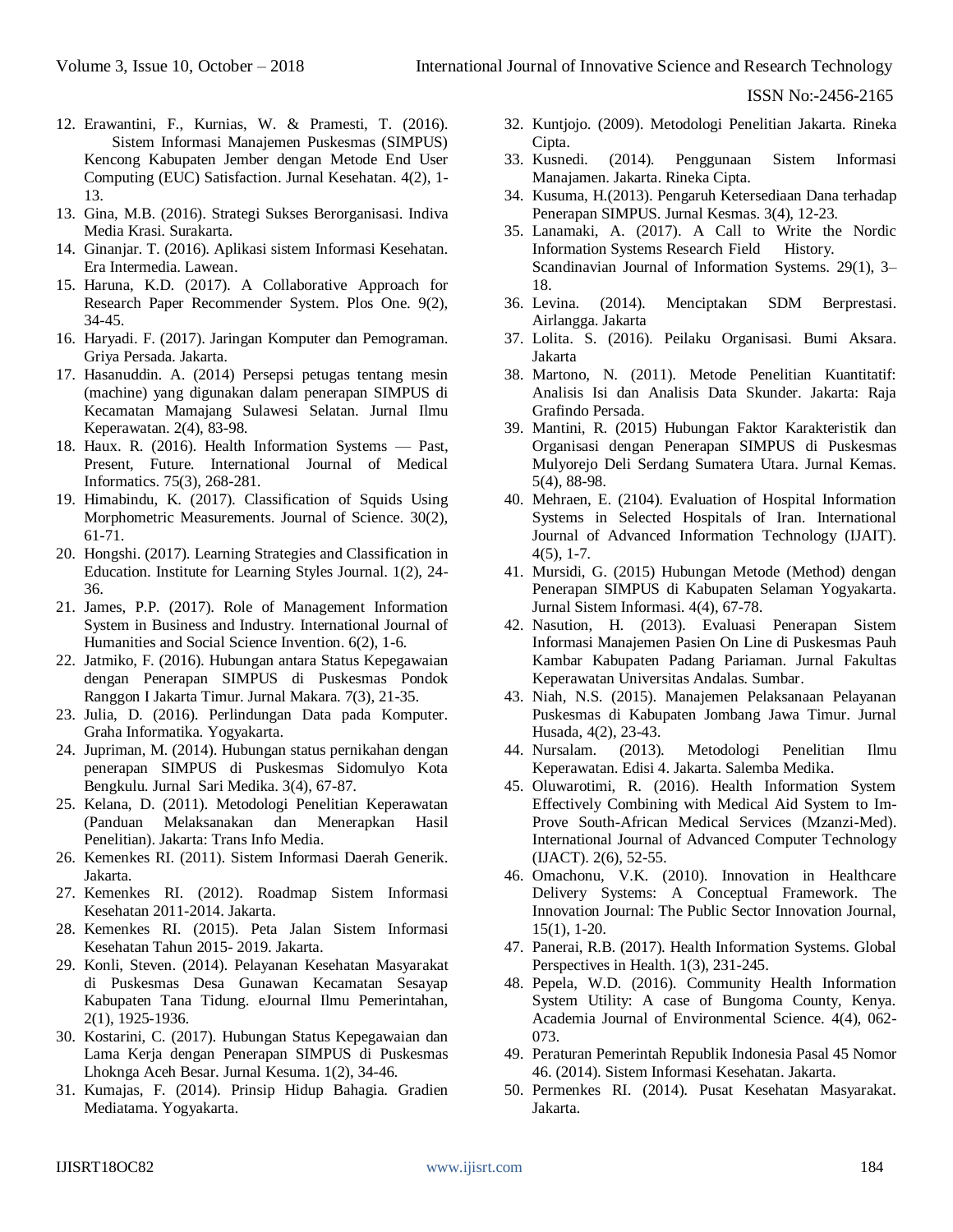12. Erawantini, F., Kurnias, W. & Pramesti, T. (2016). Sistem Informasi Manajemen Puskesmas (SIMPUS) Kencong Kabupaten Jember dengan Metode End User Computing (EUC) Satisfaction. Jurnal Kesehatan. 4(2), 1-13.
13. Gina, M.B. (2016). Strategi Sukses Berorganisasi. Indiva Media Krasi. Surakarta.
14. Ginanjar. T. (2016). Aplikasi sistem Informasi Kesehatan. Era Intermedia. Lawean.
15. Haruna, K.D. (2017). A Collaborative Approach for Research Paper Recommender System. Plos One. 9(2), 34-45.
16. Haryadi. F. (2017). Jaringan Komputer dan Pemograman. Griya Persada. Jakarta.
17. Hasanuddin. A. (2014) Persepsi petugas tentang mesin (machine) yang digunakan dalam penerapan SIMPUS di Kecamatan Mamajang Sulawesi Selatan. Jurnal Ilmu Keperawatan. 2(4), 83-98.
18. Haux. R. (2016). Health Information Systems — Past, Present, Future. International Journal of Medical Informatics. 75(3), 268-281.
19. Himabindu, K. (2017). Classification of Squids Using Morphometric Measurements. Journal of Science. 30(2), 61-71.
20. Hongshi. (2017). Learning Strategies and Classification in Education. Institute for Learning Styles Journal. 1(2), 24-36.
21. James, P.P. (2017). Role of Management Information System in Business and Industry. International Journal of Humanities and Social Science Invention. 6(2), 1-6.
22. Jatmiko, F. (2016). Hubungan antara Status Kepegawaian dengan Penerapan SIMPUS di Puskesmas Pondok Ranggon I Jakarta Timur. Jurnal Makara. 7(3), 21-35.
23. Julia, D. (2016). Perlindungan Data pada Komputer. Graha Informatika. Yogyakarta.
24. Jupriman, M. (2014). Hubungan status pernikahan dengan penerapan SIMPUS di Puskesmas Sidomulyo Kota Bengkulu. Jurnal Sari Medika. 3(4), 67-87.
25. Kelana, D. (2011). Metodologi Penelitian Keperawatan (Panduan Melaksanakan dan Menerapkan Hasil Penelitian). Jakarta: Trans Info Media.
26. Kemenkes RI. (2011). Sistem Informasi Daerah Generik. Jakarta.
27. Kemenkes RI. (2012). Roadmap Sistem Informasi Kesehatan 2011-2014. Jakarta.
28. Kemenkes RI. (2015). Peta Jalan Sistem Informasi Kesehatan Tahun 2015- 2019. Jakarta.
29. Konli, Steven. (2014). Pelayanan Kesehatan Masyarakat di Puskesmas Desa Gunawan Kecamatan Sesayap Kabupaten Tana Tidung. eJournal Ilmu Pemerintahan, 2(1), 1925-1936.
30. Kostarini, C. (2017). Hubungan Status Kepegawaian dan Lama Kerja dengan Penerapan SIMPUS di Puskesmas Lhoknga Aceh Besar. Jurnal Kesuma. 1(2), 34-46.
31. Kumajas, F. (2014). Prinsip Hidup Bahagia. Gradien Mediatama. Yogyakarta.
32. Kuntjojo. (2009). Metodologi Penelitian Jakarta. Rineka Cipta.
33. Kusnedi. (2014). Penggunaan Sistem Informasi Manajamen. Jakarta. Rineka Cipta.
34. Kusuma, H.(2013). Pengaruh Ketersediaan Dana terhadap Penerapan SIMPUS. Jurnal Kesmas. 3(4), 12-23.
35. Lanamaki, A. (2017). A Call to Write the Nordic Information Systems Research Field History. Scandinavian Journal of Information Systems. 29(1), 3–18.
36. Levina. (2014). Menciptakan SDM Berprestasi. Airlangga. Jakarta
37. Lolita. S. (2016). Peilaku Organisasi. Bumi Aksara. Jakarta
38. Martono, N. (2011). Metode Penelitian Kuantitatif: Analisis Isi dan Analisis Data Skunder. Jakarta: Raja Grafindo Persada.
39. Mantini, R. (2015) Hubungan Faktor Karakteristik dan Organisasi dengan Penerapan SIMPUS di Puskesmas Mulyorejo Deli Serdang Sumatera Utara. Jurnal Kemas. 5(4), 88-98.
40. Mehraen, E. (2104). Evaluation of Hospital Information Systems in Selected Hospitals of Iran. International Journal of Advanced Information Technology (IJAIT). 4(5), 1-7.
41. Mursidi, G. (2015) Hubungan Metode (Method) dengan Penerapan SIMPUS di Kabupaten Selaman Yogyakarta. Jurnal Sistem Informasi. 4(4), 67-78.
42. Nasution, H. (2013). Evaluasi Penerapan Sistem Informasi Manajemen Pasien On Line di Puskesmas Pauh Kambar Kabupaten Padang Pariaman. Jurnal Fakultas Keperawatan Universitas Andalas. Sumbar.
43. Niah, N.S. (2015). Manajemen Pelaksanaan Pelayanan Puskesmas di Kabupaten Jombang Jawa Timur. Jurnal Husada, 4(2), 23-43.
44. Nursalam. (2013). Metodologi Penelitian Ilmu Keperawatan. Edisi 4. Jakarta. Salemba Medika.
45. Oluwarotimi, R. (2016). Health Information System Effectively Combining with Medical Aid System to Im-Prove South-African Medical Services (Mzanzi-Med). International Journal of Advanced Computer Technology (IJACT). 2(6), 52-55.
46. Omachonu, V.K. (2010). Innovation in Healthcare Delivery Systems: A Conceptual Framework. The Innovation Journal: The Public Sector Innovation Journal, 15(1), 1-20.
47. Panerai, R.B. (2017). Health Information Systems. Global Perspectives in Health. 1(3), 231-245.
48. Pepela, W.D. (2016). Community Health Information System Utility: A case of Bungoma County, Kenya. Academia Journal of Environmental Science. 4(4), 062-073.
49. Peraturan Pemerintah Republik Indonesia Pasal 45 Nomor 46. (2014). Sistem Informasi Kesehatan. Jakarta.
50. Permenkes RI. (2014). Pusat Kesehatan Masyarakat. Jakarta.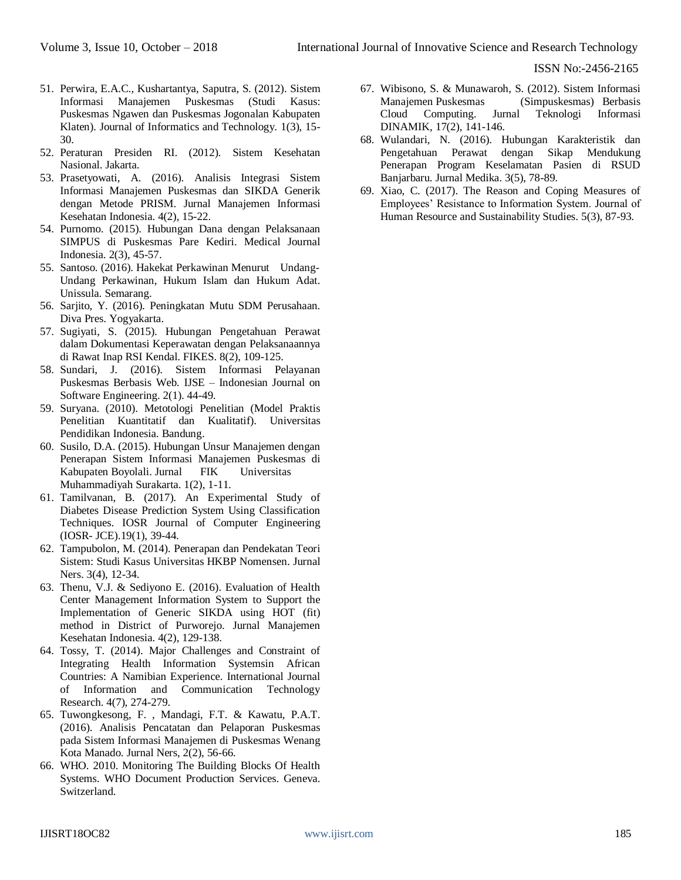51. Perwira, E.A.C., Kushartantya, Saputra, S. (2012). Sistem Informasi Manajemen Puskesmas (Studi Kasus: Puskesmas Ngawen dan Puskesmas Jogonalan Kabupaten Klaten). Journal of Informatics and Technology. 1(3), 15-30.
52. Peraturan Presiden RI. (2012). Sistem Kesehatan Nasional. Jakarta.
53. Prasetyowati, A. (2016). Analisis Integrasi Sistem Informasi Manajemen Puskesmas dan SIKDA Generik dengan Metode PRISM. Jurnal Manajemen Informasi Kesehatan Indonesia. 4(2), 15-22.
54. Purnomo. (2015). Hubungan Dana dengan Pelaksanaan SIMPUS di Puskesmas Pare Kediri. Medical Journal Indonesia. 2(3), 45-57.
55. Santoso. (2016). Hakekat Perkawinan Menurut Undang-Undang Perkawinan, Hukum Islam dan Hukum Adat. Unissula. Semarang.
56. Sarjito, Y. (2016). Peningkatan Mutu SDM Perusahaan. Diva Pres. Yogyakarta.
57. Sugiyati, S. (2015). Hubungan Pengetahuan Perawat dalam Dokumentasi Keperawatan dengan Pelaksanaannya di Rawat Inap RSI Kendal. FIKES. 8(2), 109-125.
58. Sundari, J. (2016). Sistem Informasi Pelayanan Puskesmas Berbasis Web. IJSE – Indonesian Journal on Software Engineering. 2(1). 44-49.
59. Suryana. (2010). Metotologi Penelitian (Model Praktis Penelitian Kuantitatif dan Kualitatif). Universitas Pendidikan Indonesia. Bandung.
60. Susilo, D.A. (2015). Hubungan Unsur Manajemen dengan Penerapan Sistem Informasi Manajemen Puskesmas di Kabupaten Boyolali. Jurnal FIK Universitas Muhammadiyah Surakarta. 1(2), 1-11.
61. Tamilvanan, B. (2017). An Experimental Study of Diabetes Disease Prediction System Using Classification Techniques. IOSR Journal of Computer Engineering (IOSR- JCE).19(1), 39-44.
62. Tampubolon, M. (2014). Penerapan dan Pendekatan Teori Sistem: Studi Kasus Universitas HKBP Nomensen. Jurnal Ners. 3(4), 12-34.
63. Thenu, V.J. & Sediyono E. (2016). Evaluation of Health Center Management Information System to Support the Implementation of Generic SIKDA using HOT (fit) method in District of Purworejo. Jurnal Manajemen Kesehatan Indonesia. 4(2), 129-138.
64. Tossy, T. (2014). Major Challenges and Constraint of Integrating Health Information Systemsin African Countries: A Namibian Experience. International Journal of Information and Communication Technology Research. 4(7), 274-279.
65. Tuwongkesong, F. , Mandagi, F.T. & Kawatu, P.A.T. (2016). Analisis Pencatatan dan Pelaporan Puskesmas pada Sistem Informasi Manajemen di Puskesmas Wenang Kota Manado. Jurnal Ners, 2(2), 56-66.
66. WHO. 2010. Monitoring The Building Blocks Of Health Systems. WHO Document Production Services. Geneva. Switzerland.
67. Wibisono, S. & Munawaroh, S. (2012). Sistem Informasi Manajemen Puskesmas (Simpuskesmas) Berbasis Cloud Computing. Jurnal Teknologi Informasi DINAMIK, 17(2), 141-146.
68. Wulandari, N. (2016). Hubungan Karakteristik dan Pengetahuan Perawat dengan Sikap Mendukung Penerapan Program Keselamatan Pasien di RSUD Banjarbaru. Jurnal Medika. 3(5), 78-89.
69. Xiao, C. (2017). The Reason and Coping Measures of Employees' Resistance to Information System. Journal of Human Resource and Sustainability Studies. 5(3), 87-93.